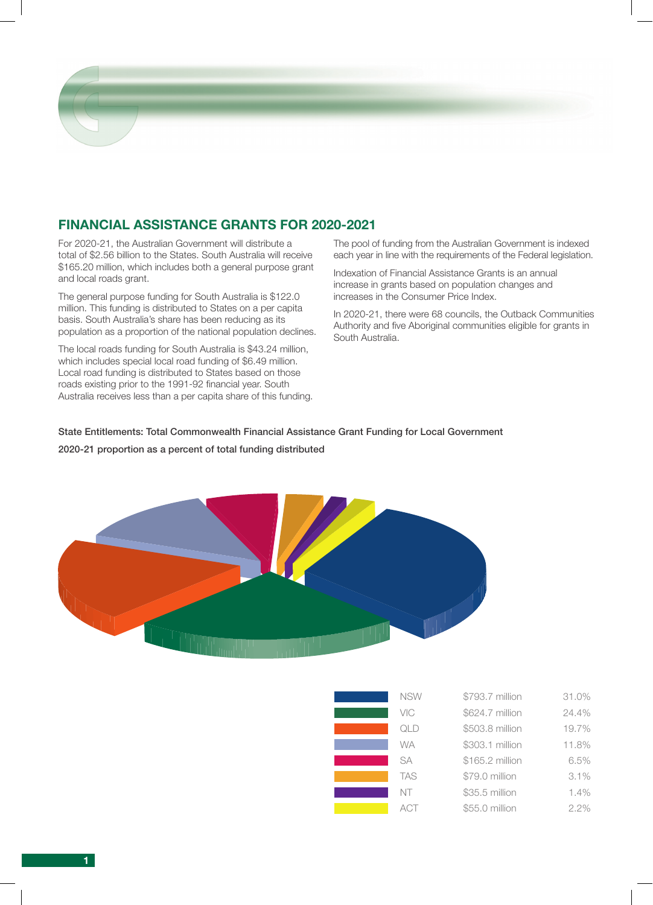## FINANCIAL ASSISTANCE GRANTS FOR 2020-2021

For 2020-21, the Australian Government will distribute a total of $2.56 billion to the States. South Australia will receive $165.20 million, which includes both a general purpose grant and local roads grant.

The general purpose funding for South Australia is $122.0 million. This funding is distributed to States on a per capita basis. South Australia's share has been reducing as its population as a proportion of the national population declines.

The local roads funding for South Australia is $43.24 million, which includes special local road funding of $6.49 million. Local road funding is distributed to States based on those roads existing prior to the 1991-92 financial year. South Australia receives less than a per capita share of this funding.

The pool of funding from the Australian Government is indexed each year in line with the requirements of the Federal legislation.

Indexation of Financial Assistance Grants is an annual increase in grants based on population changes and increases in the Consumer Price Index.

In 2020-21, there were 68 councils, the Outback Communities Authority and five Aboriginal communities eligible for grants in South Australia.

**State Entitlements: Total Commonwealth Financial Assistance Grant Funding for Local Government**

**2020-21 proportion as a percent of total funding distributed**

| State | Funding | Percent |
|---|---|---|
| NSW | $793.7 million | 31.0% |
| VIC | $624.7 million | 24.4% |
| QLD | $503.8 million | 19.7% |
| WA | $303.1 million | 11.8% |
| SA | $165.2 million | 6.5% |
| TAS | $79.0 million | 3.1% |
| NT | $35.5 million | 1.4% |
| ACT | $55.0 million | 2.2% |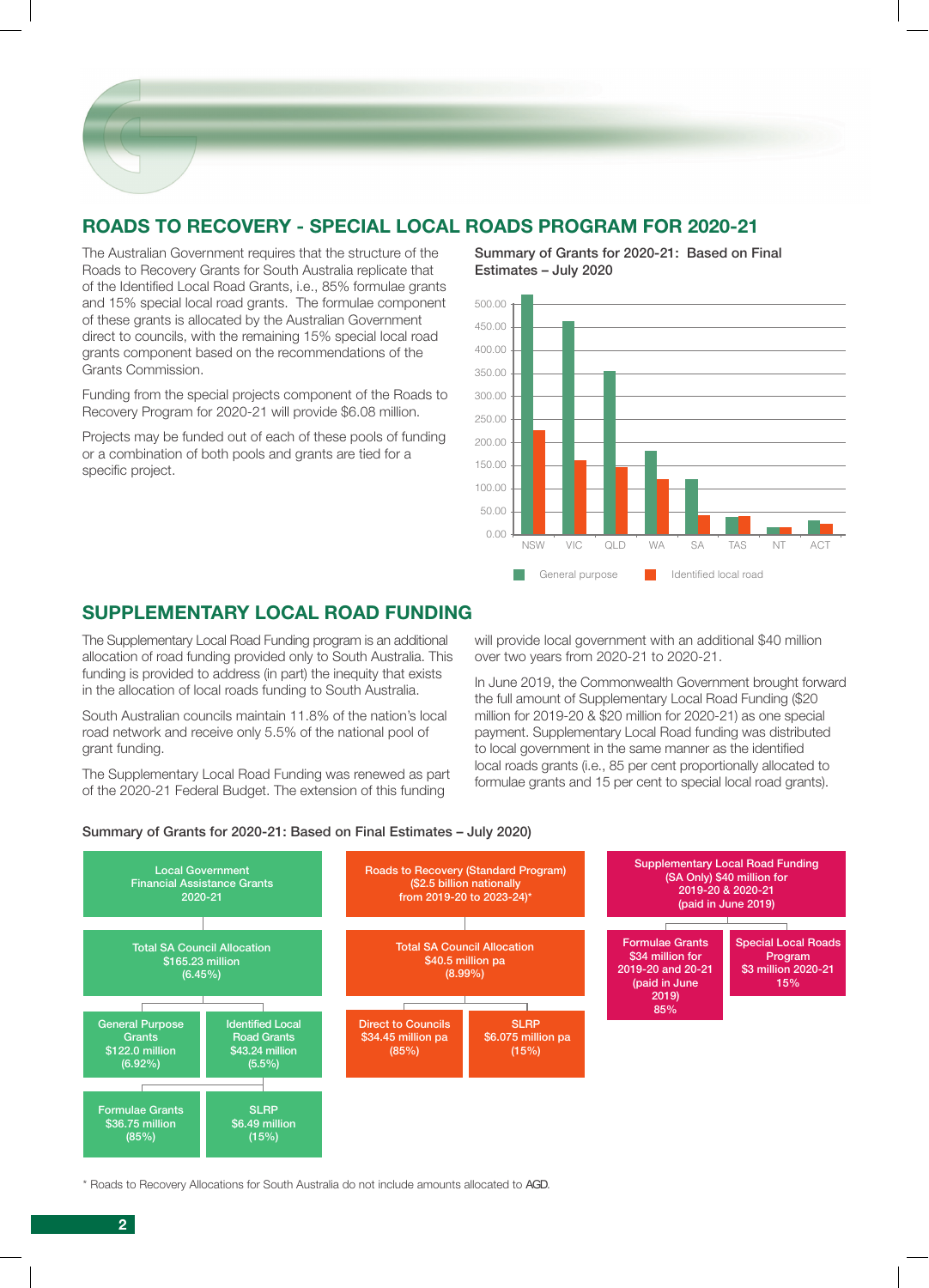## ROADS TO RECOVERY - SPECIAL LOCAL ROADS PROGRAM FOR 2020-21

The Australian Government requires that the structure of the Roads to Recovery Grants for South Australia replicate that of the Identified Local Road Grants, i.e., 85% formulae grants and 15% special local road grants. The formulae component of these grants is allocated by the Australian Government direct to councils, with the remaining 15% special local road grants component based on the recommendations of the Grants Commission.

Funding from the special projects component of the Roads to Recovery Program for 2020-21 will provide $6.08 million.

Projects may be funded out of each of these pools of funding or a combination of both pools and grants are tied for a specific project.

Summary of Grants for 2020-21: Based on Final Estimates – July 2020

500.00
450.00
400.00
350.00
300.00
250.00
200.00
150.00
100.00
50.00
0.00

NSW VIC QLD WA SA TAS NT ACT

General purpose
Identified local road

## SUPPLEMENTARY LOCAL ROAD FUNDING

The Supplementary Local Road Funding program is an additional allocation of road funding provided only to South Australia. This funding is provided to address (in part) the inequity that exists in the allocation of local roads funding to South Australia.

South Australian councils maintain 11.8% of the nation's local road network and receive only 5.5% of the national pool of grant funding.

The Supplementary Local Road Funding was renewed as part of the 2020-21 Federal Budget. The extension of this funding will provide local government with an additional $40 million over two years from 2020-21 to 2020-21.

In June 2019, the Commonwealth Government brought forward the full amount of Supplementary Local Road Funding ($20 million for 2019-20 & $20 million for 2020-21) as one special payment. Supplementary Local Road funding was distributed to local government in the same manner as the identified local roads grants (i.e., 85 per cent proportionally allocated to formulae grants and 15 per cent to special local road grants).

Summary of Grants for 2020-21: Based on Final Estimates – July 2020)

Local Government Financial Assistance Grants 2020-21
- Total SA Council Allocation $165.23 million (6.45%)
  - General Purpose Grants $122.0 million (6.92%)
  - Identified Local Road Grants $43.24 million (5.5%)
    - Formulae Grants $36.75 million (85%)
    - SLRP $6.49 million (15%)

Roads to Recovery (Standard Program) ($2.5 billion nationally from 2019-20 to 2023-24)*
- Total SA Council Allocation $40.5 million pa (8.99%)
  - Direct to Councils $34.45 million pa (85%)
  - SLRP $6.075 million pa (15%)

Supplementary Local Road Funding (SA Only) $40 million for 2019-20 & 2020-21 (paid in June 2019)
- Formulae Grants $34 million for 2019-20 and 20-21 (paid in June 2019) 85%
- Special Local Roads Program $3 million 2020-21 15%

\* Roads to Recovery Allocations for South Australia do not include amounts allocated to AGD.